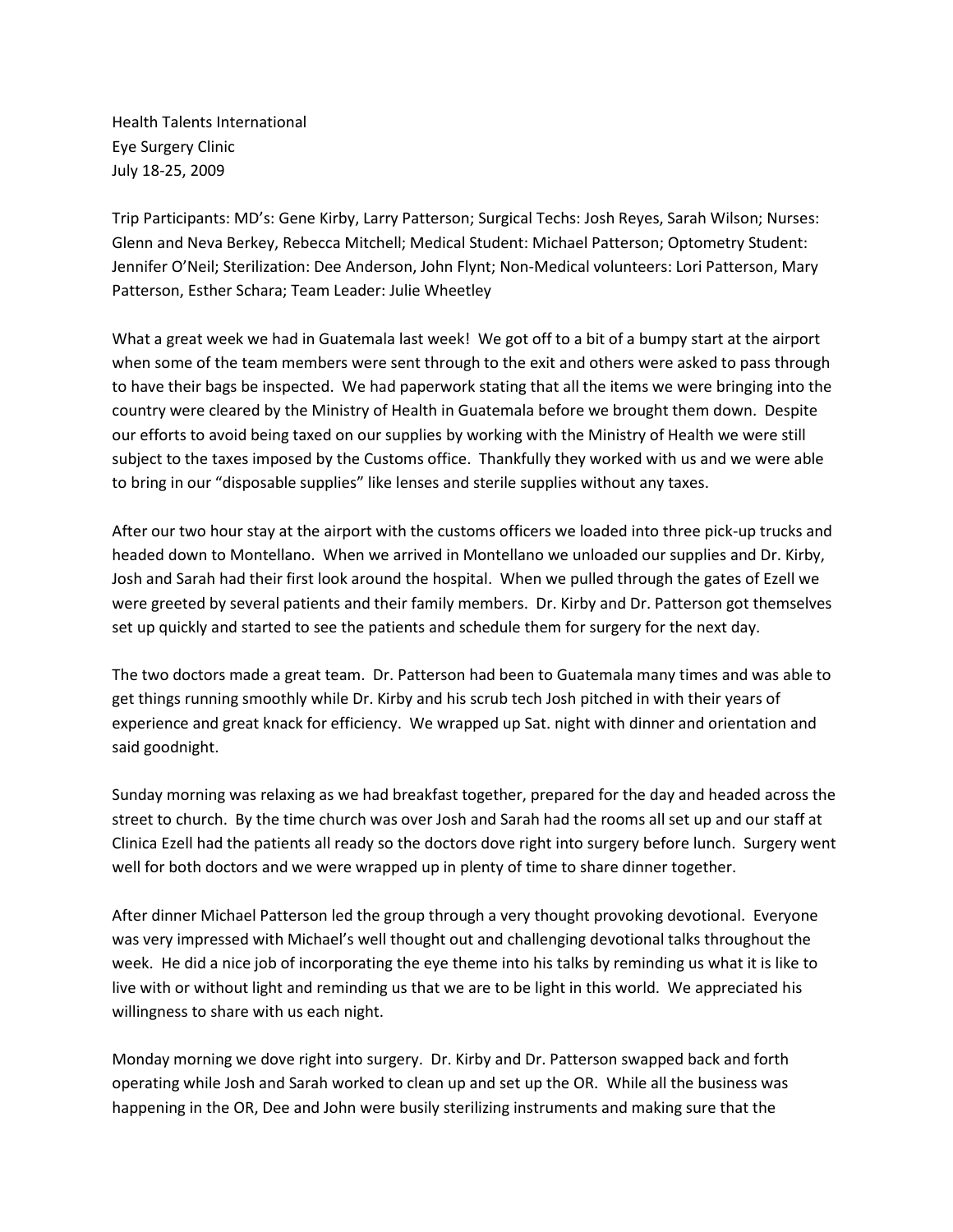Health Talents International
Eye Surgery Clinic
July 18-25, 2009

Trip Participants: MD's: Gene Kirby, Larry Patterson; Surgical Techs: Josh Reyes, Sarah Wilson; Nurses: Glenn and Neva Berkey, Rebecca Mitchell; Medical Student: Michael Patterson; Optometry Student: Jennifer O'Neil; Sterilization: Dee Anderson, John Flynt; Non-Medical volunteers: Lori Patterson, Mary Patterson, Esther Schara; Team Leader: Julie Wheetley

What a great week we had in Guatemala last week! We got off to a bit of a bumpy start at the airport when some of the team members were sent through to the exit and others were asked to pass through to have their bags be inspected. We had paperwork stating that all the items we were bringing into the country were cleared by the Ministry of Health in Guatemala before we brought them down. Despite our efforts to avoid being taxed on our supplies by working with the Ministry of Health we were still subject to the taxes imposed by the Customs office. Thankfully they worked with us and we were able to bring in our "disposable supplies" like lenses and sterile supplies without any taxes.

After our two hour stay at the airport with the customs officers we loaded into three pick-up trucks and headed down to Montellano. When we arrived in Montellano we unloaded our supplies and Dr. Kirby, Josh and Sarah had their first look around the hospital. When we pulled through the gates of Ezell we were greeted by several patients and their family members. Dr. Kirby and Dr. Patterson got themselves set up quickly and started to see the patients and schedule them for surgery for the next day.

The two doctors made a great team. Dr. Patterson had been to Guatemala many times and was able to get things running smoothly while Dr. Kirby and his scrub tech Josh pitched in with their years of experience and great knack for efficiency. We wrapped up Sat. night with dinner and orientation and said goodnight.

Sunday morning was relaxing as we had breakfast together, prepared for the day and headed across the street to church. By the time church was over Josh and Sarah had the rooms all set up and our staff at Clinica Ezell had the patients all ready so the doctors dove right into surgery before lunch. Surgery went well for both doctors and we were wrapped up in plenty of time to share dinner together.

After dinner Michael Patterson led the group through a very thought provoking devotional. Everyone was very impressed with Michael's well thought out and challenging devotional talks throughout the week. He did a nice job of incorporating the eye theme into his talks by reminding us what it is like to live with or without light and reminding us that we are to be light in this world. We appreciated his willingness to share with us each night.

Monday morning we dove right into surgery. Dr. Kirby and Dr. Patterson swapped back and forth operating while Josh and Sarah worked to clean up and set up the OR. While all the business was happening in the OR, Dee and John were busily sterilizing instruments and making sure that the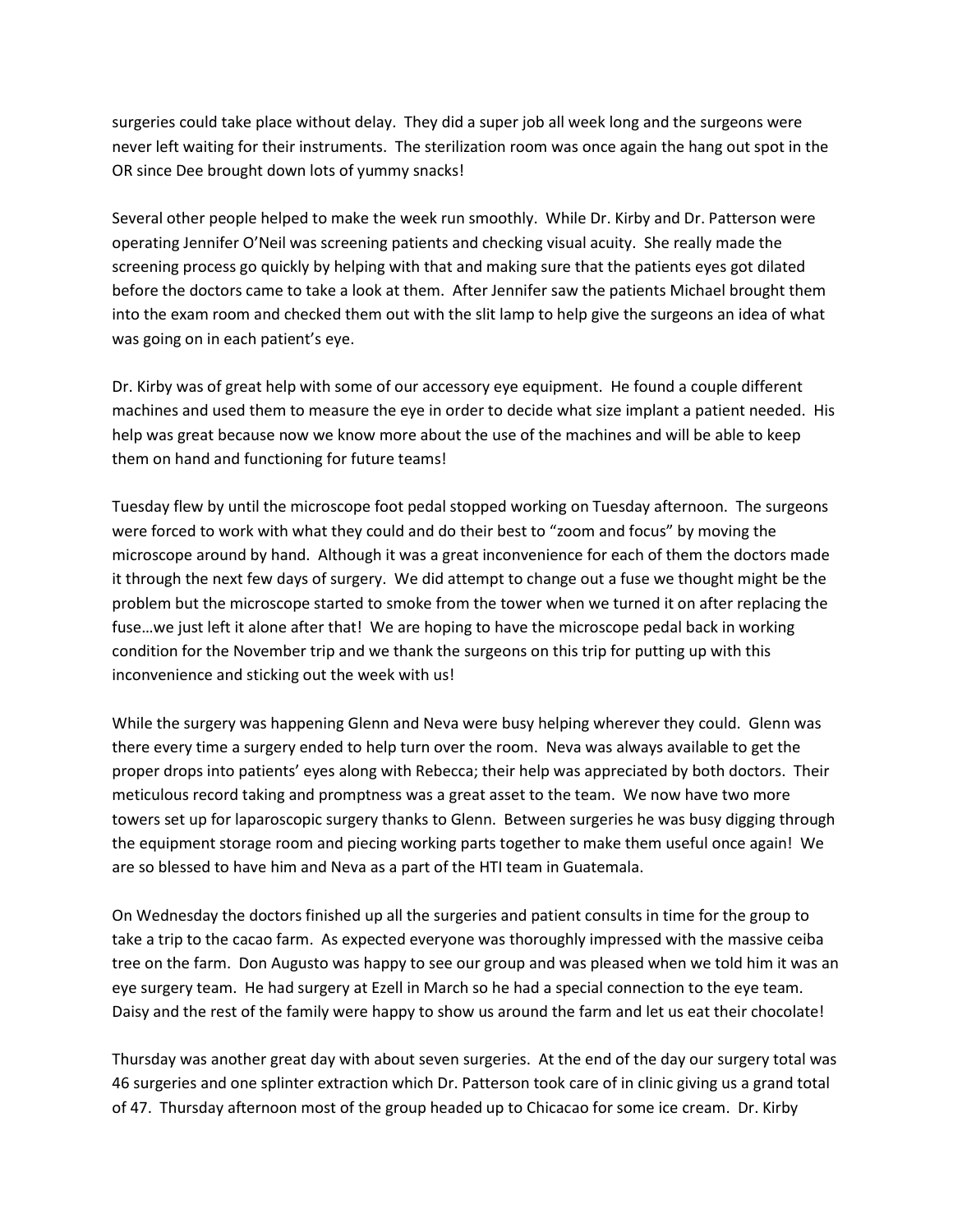surgeries could take place without delay. They did a super job all week long and the surgeons were never left waiting for their instruments. The sterilization room was once again the hang out spot in the OR since Dee brought down lots of yummy snacks!

Several other people helped to make the week run smoothly. While Dr. Kirby and Dr. Patterson were operating Jennifer O'Neil was screening patients and checking visual acuity. She really made the screening process go quickly by helping with that and making sure that the patients eyes got dilated before the doctors came to take a look at them. After Jennifer saw the patients Michael brought them into the exam room and checked them out with the slit lamp to help give the surgeons an idea of what was going on in each patient's eye.

Dr. Kirby was of great help with some of our accessory eye equipment. He found a couple different machines and used them to measure the eye in order to decide what size implant a patient needed. His help was great because now we know more about the use of the machines and will be able to keep them on hand and functioning for future teams!

Tuesday flew by until the microscope foot pedal stopped working on Tuesday afternoon. The surgeons were forced to work with what they could and do their best to "zoom and focus" by moving the microscope around by hand. Although it was a great inconvenience for each of them the doctors made it through the next few days of surgery. We did attempt to change out a fuse we thought might be the problem but the microscope started to smoke from the tower when we turned it on after replacing the fuse…we just left it alone after that! We are hoping to have the microscope pedal back in working condition for the November trip and we thank the surgeons on this trip for putting up with this inconvenience and sticking out the week with us!

While the surgery was happening Glenn and Neva were busy helping wherever they could. Glenn was there every time a surgery ended to help turn over the room. Neva was always available to get the proper drops into patients' eyes along with Rebecca; their help was appreciated by both doctors. Their meticulous record taking and promptness was a great asset to the team. We now have two more towers set up for laparoscopic surgery thanks to Glenn. Between surgeries he was busy digging through the equipment storage room and piecing working parts together to make them useful once again! We are so blessed to have him and Neva as a part of the HTI team in Guatemala.

On Wednesday the doctors finished up all the surgeries and patient consults in time for the group to take a trip to the cacao farm. As expected everyone was thoroughly impressed with the massive ceiba tree on the farm. Don Augusto was happy to see our group and was pleased when we told him it was an eye surgery team. He had surgery at Ezell in March so he had a special connection to the eye team. Daisy and the rest of the family were happy to show us around the farm and let us eat their chocolate!

Thursday was another great day with about seven surgeries. At the end of the day our surgery total was 46 surgeries and one splinter extraction which Dr. Patterson took care of in clinic giving us a grand total of 47. Thursday afternoon most of the group headed up to Chicacao for some ice cream. Dr. Kirby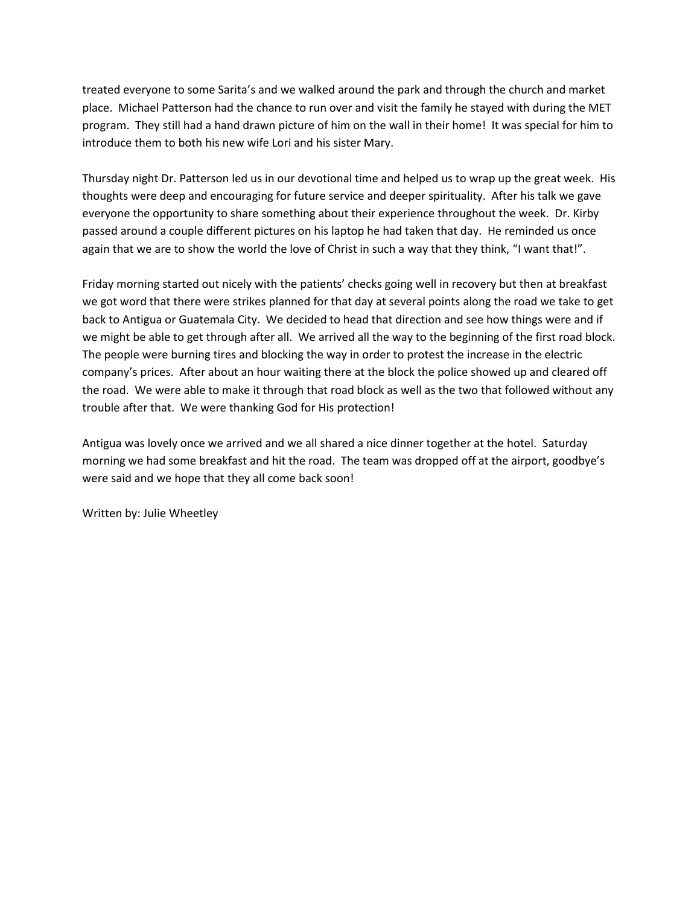treated everyone to some Sarita's and we walked around the park and through the church and market place. Michael Patterson had the chance to run over and visit the family he stayed with during the MET program. They still had a hand drawn picture of him on the wall in their home! It was special for him to introduce them to both his new wife Lori and his sister Mary.

Thursday night Dr. Patterson led us in our devotional time and helped us to wrap up the great week. His thoughts were deep and encouraging for future service and deeper spirituality. After his talk we gave everyone the opportunity to share something about their experience throughout the week. Dr. Kirby passed around a couple different pictures on his laptop he had taken that day. He reminded us once again that we are to show the world the love of Christ in such a way that they think, "I want that!".

Friday morning started out nicely with the patients' checks going well in recovery but then at breakfast we got word that there were strikes planned for that day at several points along the road we take to get back to Antigua or Guatemala City. We decided to head that direction and see how things were and if we might be able to get through after all. We arrived all the way to the beginning of the first road block. The people were burning tires and blocking the way in order to protest the increase in the electric company's prices. After about an hour waiting there at the block the police showed up and cleared off the road. We were able to make it through that road block as well as the two that followed without any trouble after that. We were thanking God for His protection!

Antigua was lovely once we arrived and we all shared a nice dinner together at the hotel. Saturday morning we had some breakfast and hit the road. The team was dropped off at the airport, goodbye's were said and we hope that they all come back soon!

Written by: Julie Wheetley